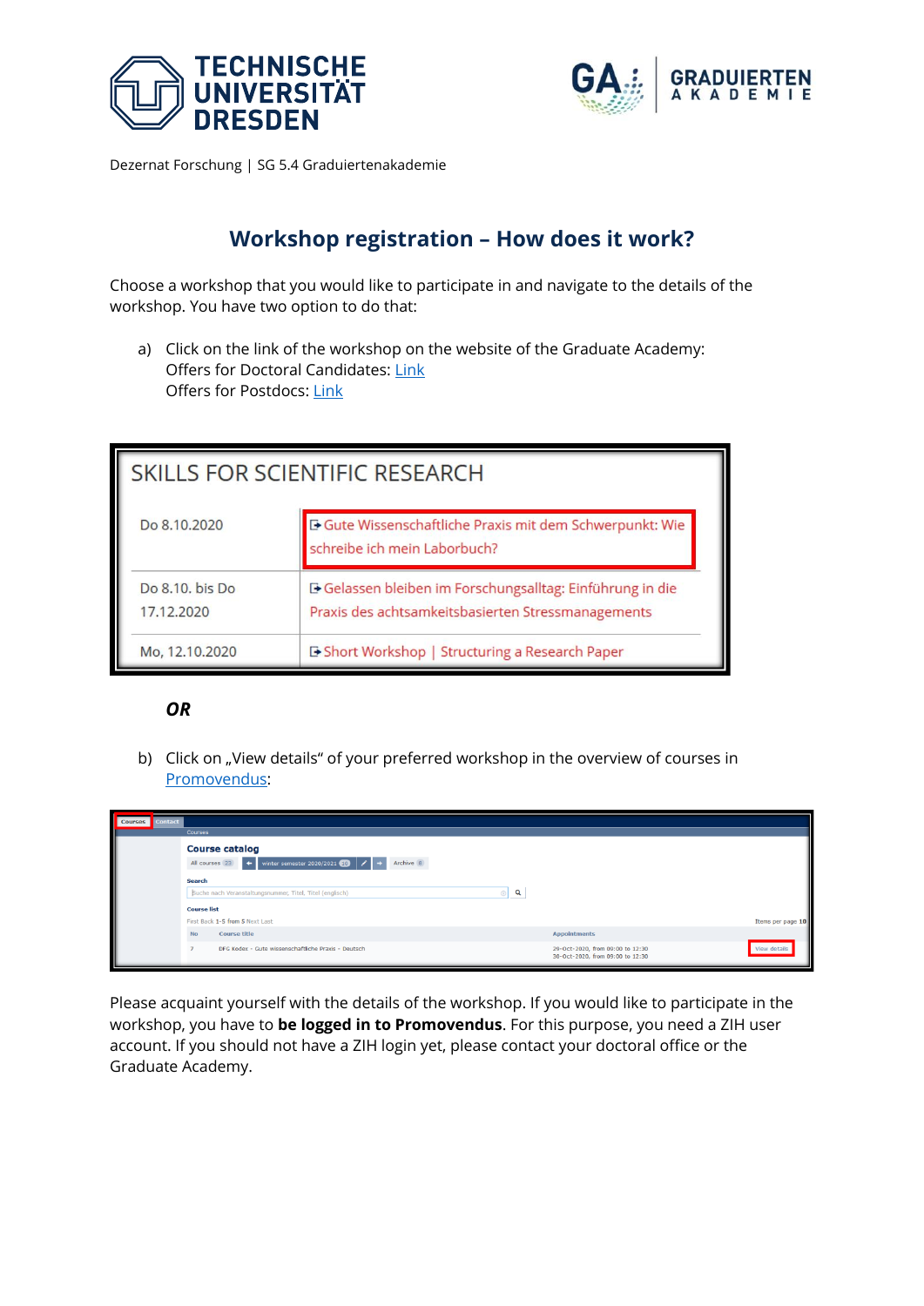Dezernat Forschung | SG 5.4 Graduiertenakademie

# Workshop registration – How does it work?

Choose a workshop that you would like to participate in and navigate to the details of the workshop. You have two option to do that:

a) Click on the link of the workshop on the website of the Graduate Academy:
Offers for Doctoral Candidates: Link
Offers for Postdocs: Link

SKILLS FOR SCIENTIFIC RESEARCH

| | |
|---|---|
| Do 8.10.2020 | Gute Wissenschaftliche Praxis mit dem Schwerpunkt: Wie schreibe ich mein Laborbuch? |
| Do 8.10. bis Do 17.12.2020 | Gelassen bleiben im Forschungsalltag: Einführung in die Praxis des achtsamkeitsbasierten Stressmanagements |
| Mo, 12.10.2020 | Short Workshop \| Structuring a Research Paper |

***OR***

b) Click on „View details" of your preferred workshop in the overview of courses in Promovendus:

Courses | Contact

Courses

**Course catalog**

All courses 23 | winter semester 2020/2021 20 | Archive 0

Search

Suche nach Veranstaltungsnummer, Titel, Titel (englisch)

Course list

First Back 1-5 from 5 Next Last — Items per page 10

| No | Course title | Appointments | |
|---|---|---|---|
| 7 | DFG Kodex - Gute wissenschaftliche Praxis - Deutsch | 29-Oct-2020, from 09:00 to 12:30<br>30-Oct-2020, from 09:00 to 12:30 | View details |

Please acquaint yourself with the details of the workshop. If you would like to participate in the workshop, you have to **be logged in to Promovendus**. For this purpose, you need a ZIH user account. If you should not have a ZIH login yet, please contact your doctoral office or the Graduate Academy.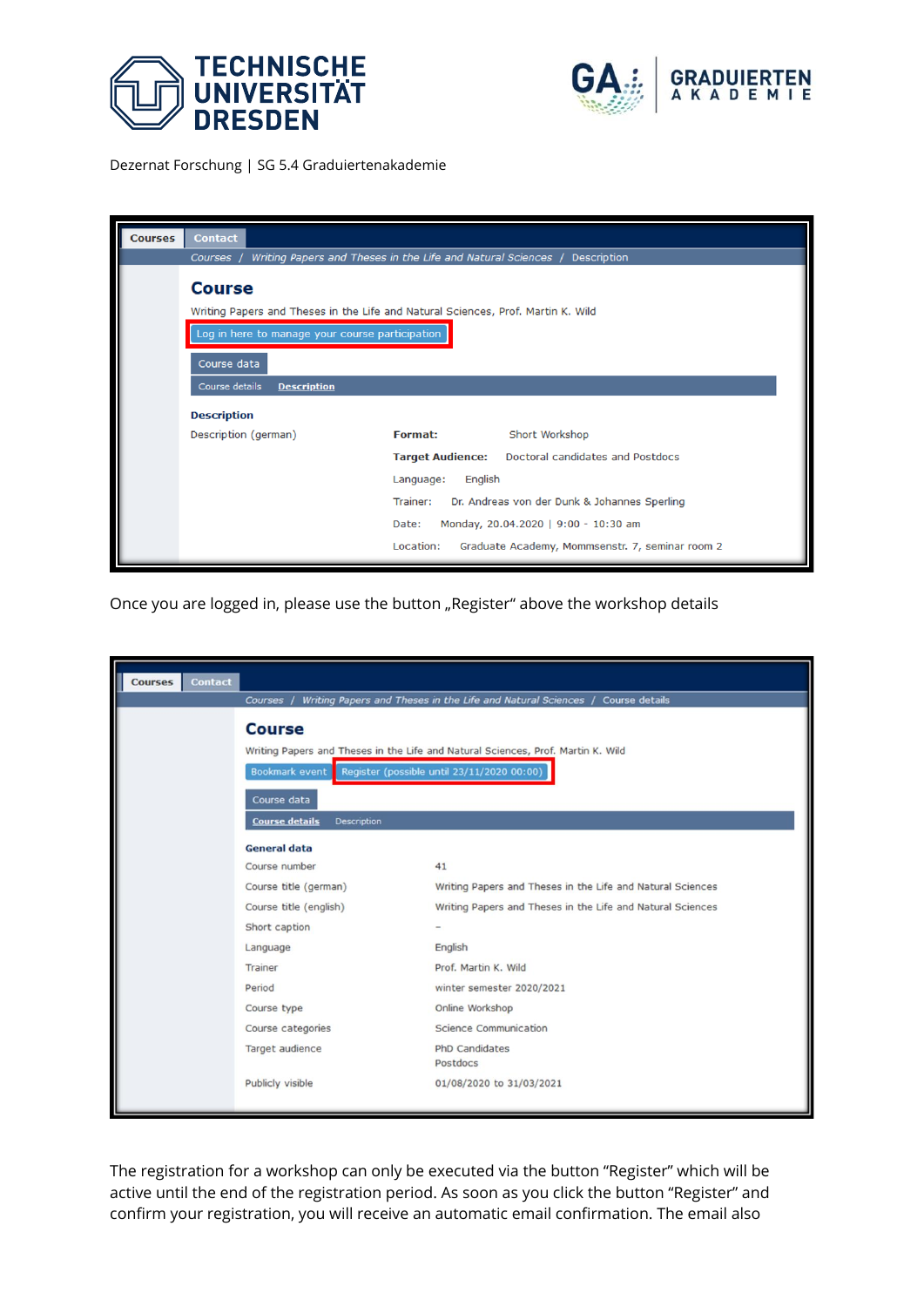Dezernat Forschung | SG 5.4 Graduiertenakademie

Courses | Contact

Courses / Writing Papers and Theses in the Life and Natural Sciences / Description

## Course

Writing Papers and Theses in the Life and Natural Sciences, Prof. Martin K. Wild

Log in here to manage your course participation

Course data

Course details | Description

**Description**

Description (german)

**Format:** Short Workshop

**Target Audience:** Doctoral candidates and Postdocs

Language: English

Trainer: Dr. Andreas von der Dunk & Johannes Sperling

Date: Monday, 20.04.2020 | 9:00 - 10:30 am

Location: Graduate Academy, Mommsenstr. 7, seminar room 2

Once you are logged in, please use the button „Register" above the workshop details

Courses | Contact

Courses / Writing Papers and Theses in the Life and Natural Sciences / Course details

## Course

Writing Papers and Theses in the Life and Natural Sciences, Prof. Martin K. Wild

Bookmark event | Register (possible until 23/11/2020 00:00)

Course data

Course details | Description

**General data**

| | |
|---|---|
| Course number | 41 |
| Course title (german) | Writing Papers and Theses in the Life and Natural Sciences |
| Course title (english) | Writing Papers and Theses in the Life and Natural Sciences |
| Short caption | – |
| Language | English |
| Trainer | Prof. Martin K. Wild |
| Period | winter semester 2020/2021 |
| Course type | Online Workshop |
| Course categories | Science Communication |
| Target audience | PhD Candidates<br>Postdocs |
| Publicly visible | 01/08/2020 to 31/03/2021 |

The registration for a workshop can only be executed via the button "Register" which will be active until the end of the registration period. As soon as you click the button "Register" and confirm your registration, you will receive an automatic email confirmation. The email also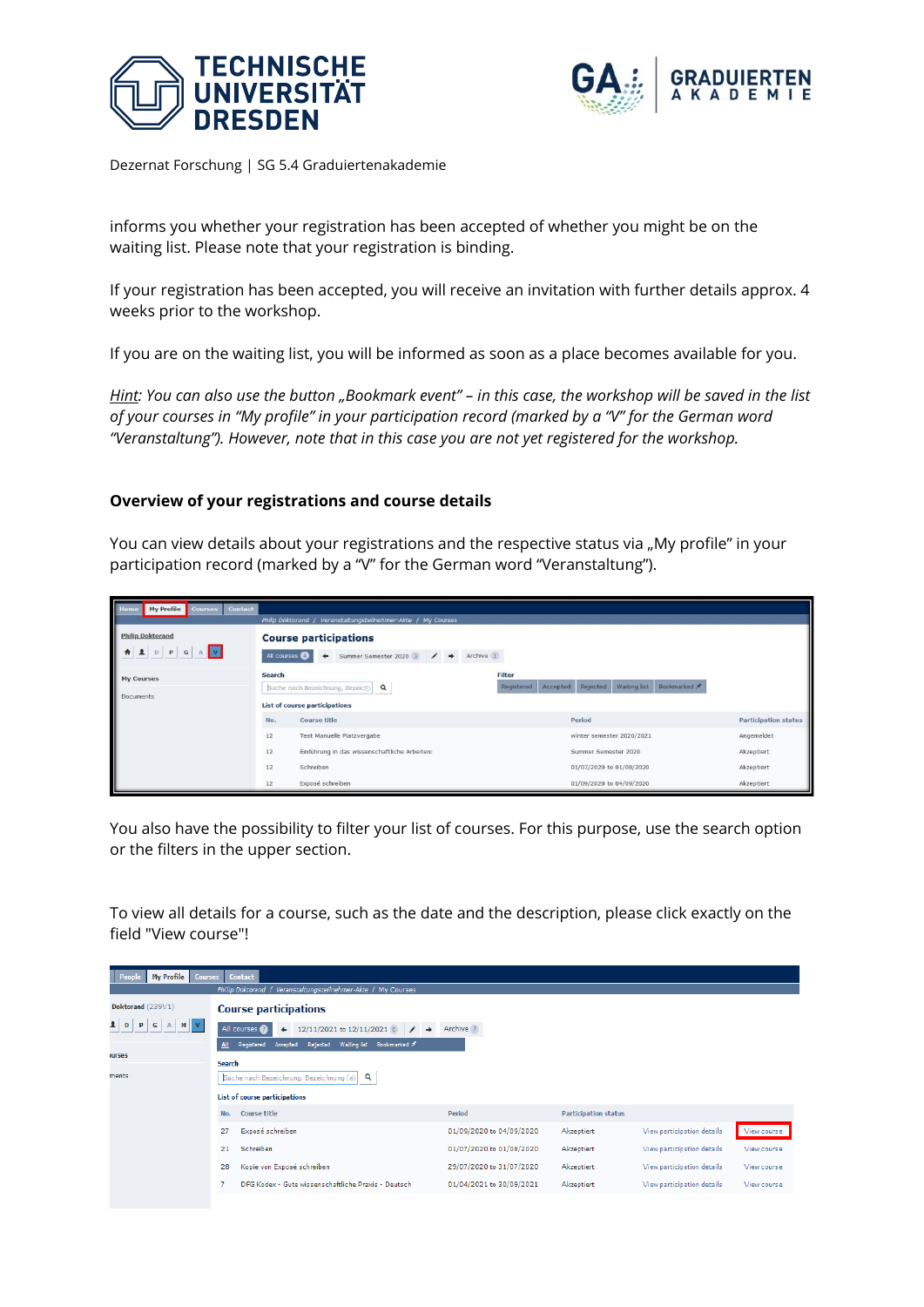informs you whether your registration has been accepted of whether you might be on the waiting list. Please note that your registration is binding.

If your registration has been accepted, you will receive an invitation with further details approx. 4 weeks prior to the workshop.

If you are on the waiting list, you will be informed as soon as a place becomes available for you.

*Hint: You can also use the button „Bookmark event" – in this case, the workshop will be saved in the list of your courses in "My profile" in your participation record (marked by a "V" for the German word "Veranstaltung"). However, note that in this case you are not yet registered for the workshop.*

### Overview of your registrations and course details

You can view details about your registrations and the respective status via „My profile" in your participation record (marked by a "V" for the German word "Veranstaltung").

You also have the possibility to filter your list of courses. For this purpose, use the search option or the filters in the upper section.

To view all details for a course, such as the date and the description, please click exactly on the field "View course"!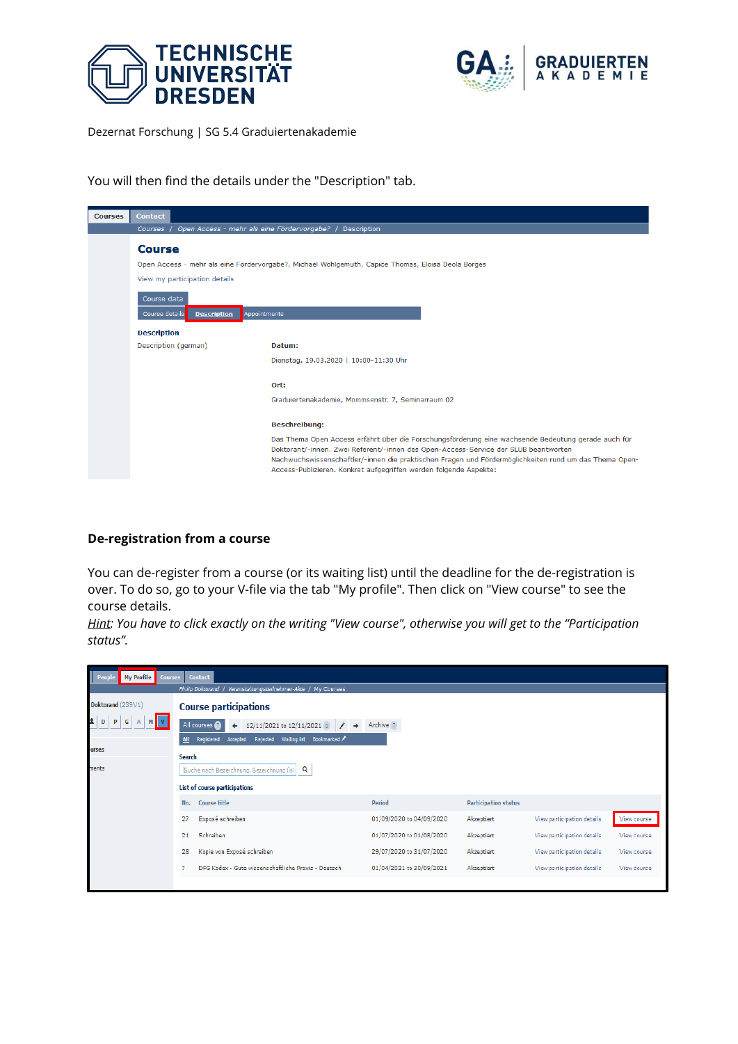Dezernat Forschung | SG 5.4 Graduiertenakademie

You will then find the details under the "Description" tab.

## De-registration from a course

You can de-register from a course (or its waiting list) until the deadline for the de-registration is over. To do so, go to your V-file via the tab "My profile". Then click on "View course" to see the course details.

*Hint: You have to click exactly on the writing "View course", otherwise you will get to the "Participation status".*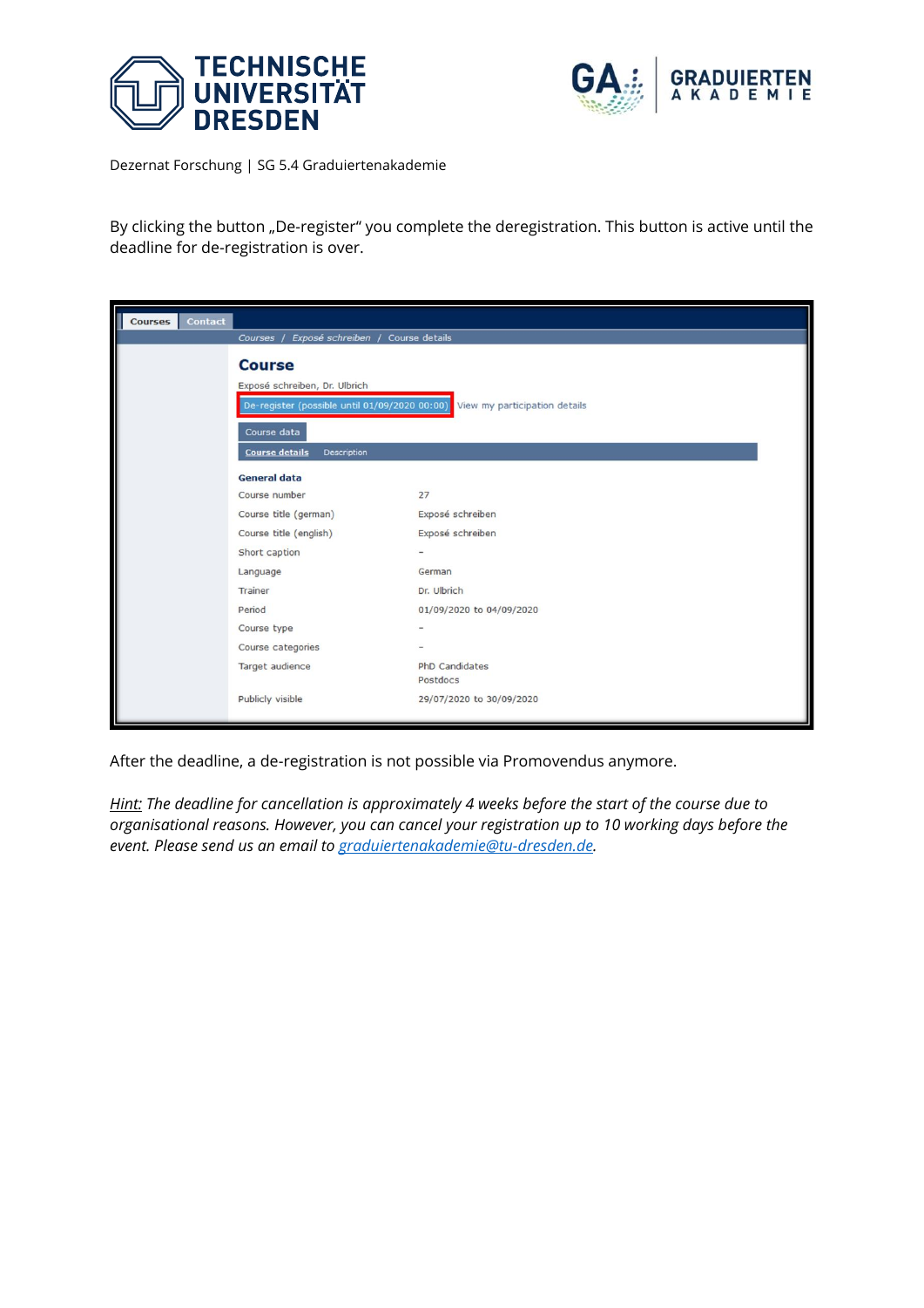Dezernat Forschung | SG 5.4 Graduiertenakademie

By clicking the button „De-register“ you complete the deregistration. This button is active until the deadline for de-registration is over.

Courses Contact

Courses / Exposé schreiben / Course details

## Course

Exposé schreiben, Dr. Ulbrich

De-register (possible until 01/09/2020 00:00) View my participation details

Course data

Course details Description

**General data**

| | |
|---|---|
| Course number | 27 |
| Course title (german) | Exposé schreiben |
| Course title (english) | Exposé schreiben |
| Short caption | - |
| Language | German |
| Trainer | Dr. Ulbrich |
| Period | 01/09/2020 to 04/09/2020 |
| Course type | - |
| Course categories | - |
| Target audience | PhD Candidates<br>Postdocs |
| Publicly visible | 29/07/2020 to 30/09/2020 |

After the deadline, a de-registration is not possible via Promovendus anymore.

*Hint: The deadline for cancellation is approximately 4 weeks before the start of the course due to organisational reasons. However, you can cancel your registration up to 10 working days before the event. Please send us an email to graduiertenakademie@tu-dresden.de.*